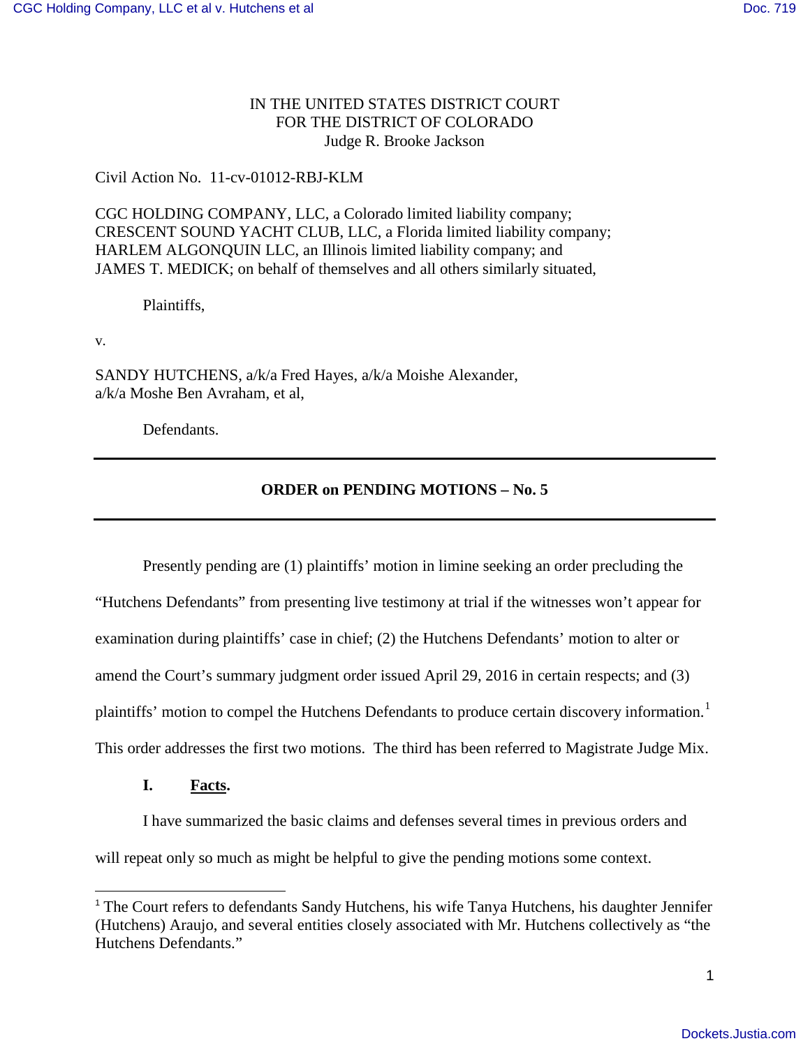IN THE UNITED STATES DISTRICT COURT
FOR THE DISTRICT OF COLORADO
Judge R. Brooke Jackson

Civil Action No. 11-cv-01012-RBJ-KLM

CGC HOLDING COMPANY, LLC, a Colorado limited liability company;
CRESCENT SOUND YACHT CLUB, LLC, a Florida limited liability company;
HARLEM ALGONQUIN LLC, an Illinois limited liability company; and
JAMES T. MEDICK; on behalf of themselves and all others similarly situated,

Plaintiffs,

v.

SANDY HUTCHENS, a/k/a Fred Hayes, a/k/a Moishe Alexander,
a/k/a Moshe Ben Avraham, et al,

Defendants.

---

**ORDER on PENDING MOTIONS – No. 5**

---

Presently pending are (1) plaintiffs' motion in limine seeking an order precluding the "Hutchens Defendants" from presenting live testimony at trial if the witnesses won't appear for examination during plaintiffs' case in chief; (2) the Hutchens Defendants' motion to alter or amend the Court's summary judgment order issued April 29, 2016 in certain respects; and (3) plaintiffs' motion to compel the Hutchens Defendants to produce certain discovery information.[1] This order addresses the first two motions. The third has been referred to Magistrate Judge Mix.

## I. Facts.

I have summarized the basic claims and defenses several times in previous orders and will repeat only so much as might be helpful to give the pending motions some context.

[1] The Court refers to defendants Sandy Hutchens, his wife Tanya Hutchens, his daughter Jennifer (Hutchens) Araujo, and several entities closely associated with Mr. Hutchens collectively as "the Hutchens Defendants."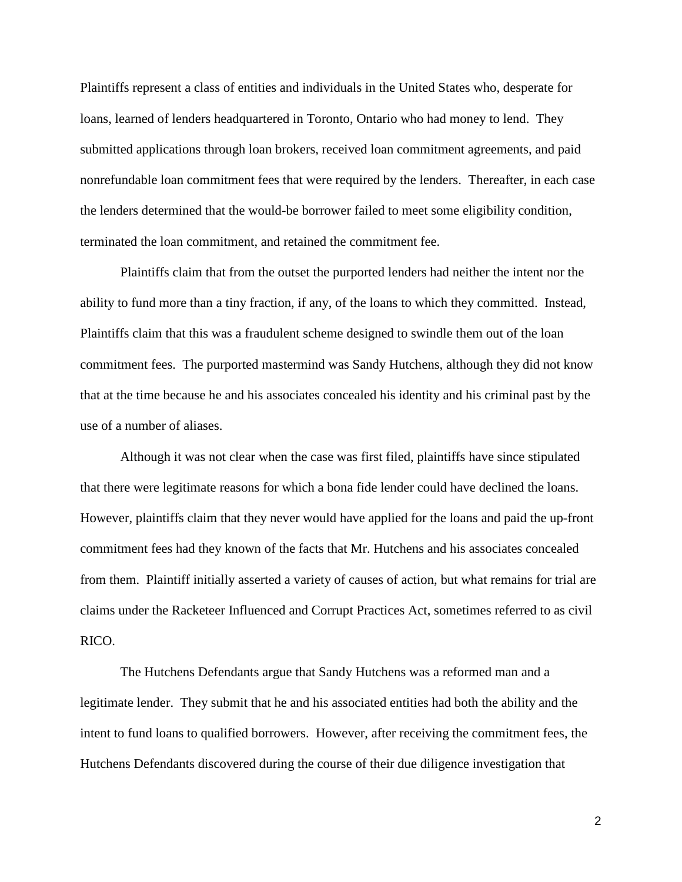Plaintiffs represent a class of entities and individuals in the United States who, desperate for loans, learned of lenders headquartered in Toronto, Ontario who had money to lend. They submitted applications through loan brokers, received loan commitment agreements, and paid nonrefundable loan commitment fees that were required by the lenders. Thereafter, in each case the lenders determined that the would-be borrower failed to meet some eligibility condition, terminated the loan commitment, and retained the commitment fee.

Plaintiffs claim that from the outset the purported lenders had neither the intent nor the ability to fund more than a tiny fraction, if any, of the loans to which they committed. Instead, Plaintiffs claim that this was a fraudulent scheme designed to swindle them out of the loan commitment fees. The purported mastermind was Sandy Hutchens, although they did not know that at the time because he and his associates concealed his identity and his criminal past by the use of a number of aliases.

Although it was not clear when the case was first filed, plaintiffs have since stipulated that there were legitimate reasons for which a bona fide lender could have declined the loans. However, plaintiffs claim that they never would have applied for the loans and paid the up-front commitment fees had they known of the facts that Mr. Hutchens and his associates concealed from them. Plaintiff initially asserted a variety of causes of action, but what remains for trial are claims under the Racketeer Influenced and Corrupt Practices Act, sometimes referred to as civil RICO.

The Hutchens Defendants argue that Sandy Hutchens was a reformed man and a legitimate lender. They submit that he and his associated entities had both the ability and the intent to fund loans to qualified borrowers. However, after receiving the commitment fees, the Hutchens Defendants discovered during the course of their due diligence investigation that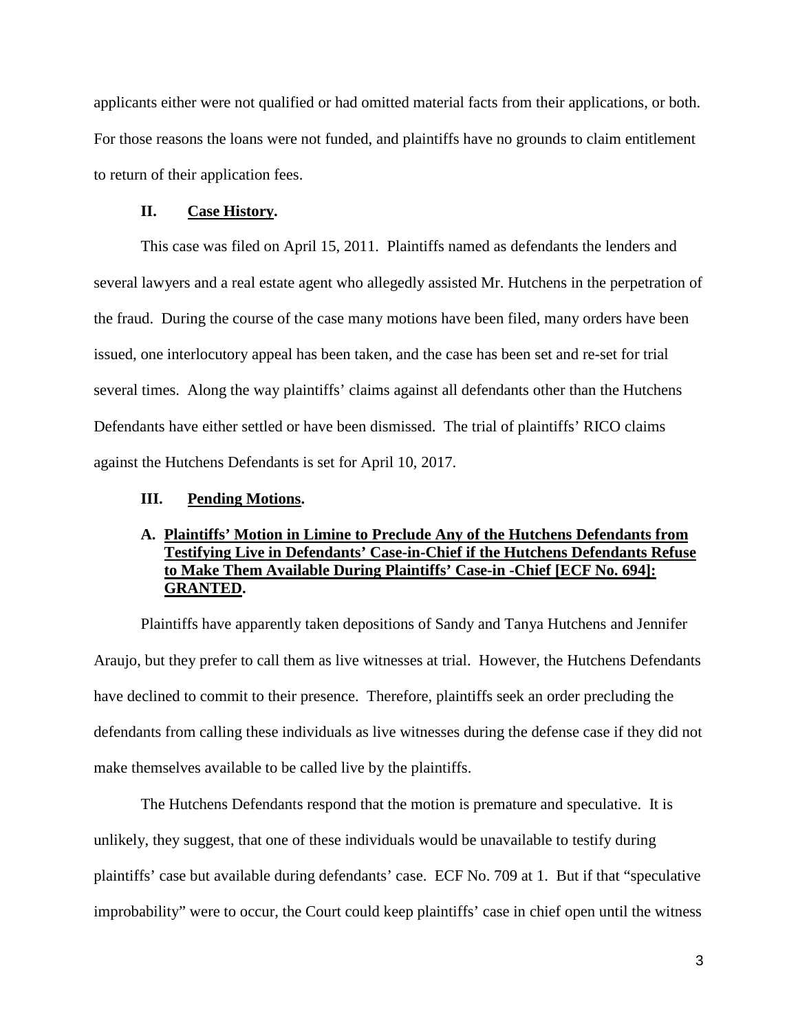applicants either were not qualified or had omitted material facts from their applications, or both. For those reasons the loans were not funded, and plaintiffs have no grounds to claim entitlement to return of their application fees.

## II. Case History.

This case was filed on April 15, 2011. Plaintiffs named as defendants the lenders and several lawyers and a real estate agent who allegedly assisted Mr. Hutchens in the perpetration of the fraud. During the course of the case many motions have been filed, many orders have been issued, one interlocutory appeal has been taken, and the case has been set and re-set for trial several times. Along the way plaintiffs' claims against all defendants other than the Hutchens Defendants have either settled or have been dismissed. The trial of plaintiffs' RICO claims against the Hutchens Defendants is set for April 10, 2017.

## III. Pending Motions.

### A. Plaintiffs' Motion in Limine to Preclude Any of the Hutchens Defendants from Testifying Live in Defendants' Case-in-Chief if the Hutchens Defendants Refuse to Make Them Available During Plaintiffs' Case-in -Chief [ECF No. 694]: GRANTED.

Plaintiffs have apparently taken depositions of Sandy and Tanya Hutchens and Jennifer Araujo, but they prefer to call them as live witnesses at trial. However, the Hutchens Defendants have declined to commit to their presence. Therefore, plaintiffs seek an order precluding the defendants from calling these individuals as live witnesses during the defense case if they did not make themselves available to be called live by the plaintiffs.

The Hutchens Defendants respond that the motion is premature and speculative. It is unlikely, they suggest, that one of these individuals would be unavailable to testify during plaintiffs' case but available during defendants' case. ECF No. 709 at 1. But if that "speculative improbability" were to occur, the Court could keep plaintiffs' case in chief open until the witness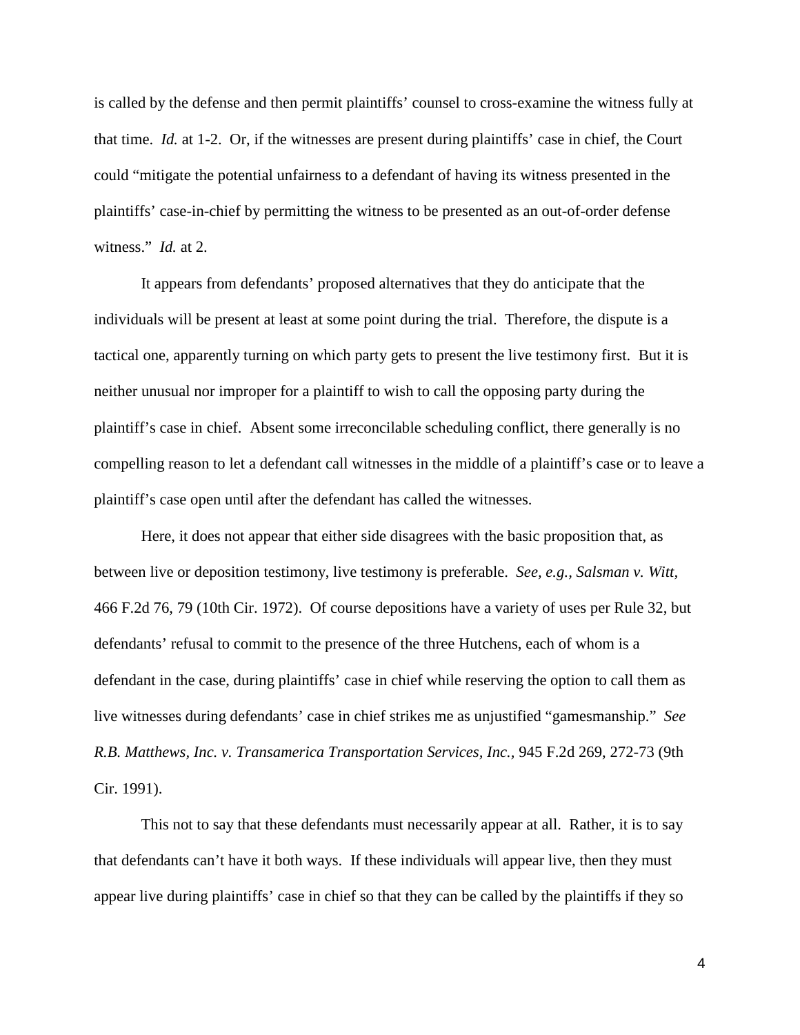is called by the defense and then permit plaintiffs' counsel to cross-examine the witness fully at that time. *Id.* at 1-2. Or, if the witnesses are present during plaintiffs' case in chief, the Court could "mitigate the potential unfairness to a defendant of having its witness presented in the plaintiffs' case-in-chief by permitting the witness to be presented as an out-of-order defense witness." *Id.* at 2.

It appears from defendants' proposed alternatives that they do anticipate that the individuals will be present at least at some point during the trial. Therefore, the dispute is a tactical one, apparently turning on which party gets to present the live testimony first. But it is neither unusual nor improper for a plaintiff to wish to call the opposing party during the plaintiff's case in chief. Absent some irreconcilable scheduling conflict, there generally is no compelling reason to let a defendant call witnesses in the middle of a plaintiff's case or to leave a plaintiff's case open until after the defendant has called the witnesses.

Here, it does not appear that either side disagrees with the basic proposition that, as between live or deposition testimony, live testimony is preferable. *See, e.g., Salsman v. Witt,* 466 F.2d 76, 79 (10th Cir. 1972). Of course depositions have a variety of uses per Rule 32, but defendants' refusal to commit to the presence of the three Hutchens, each of whom is a defendant in the case, during plaintiffs' case in chief while reserving the option to call them as live witnesses during defendants' case in chief strikes me as unjustified "gamesmanship." *See R.B. Matthews, Inc. v. Transamerica Transportation Services, Inc.,* 945 F.2d 269, 272-73 (9th Cir. 1991).

This not to say that these defendants must necessarily appear at all. Rather, it is to say that defendants can't have it both ways. If these individuals will appear live, then they must appear live during plaintiffs' case in chief so that they can be called by the plaintiffs if they so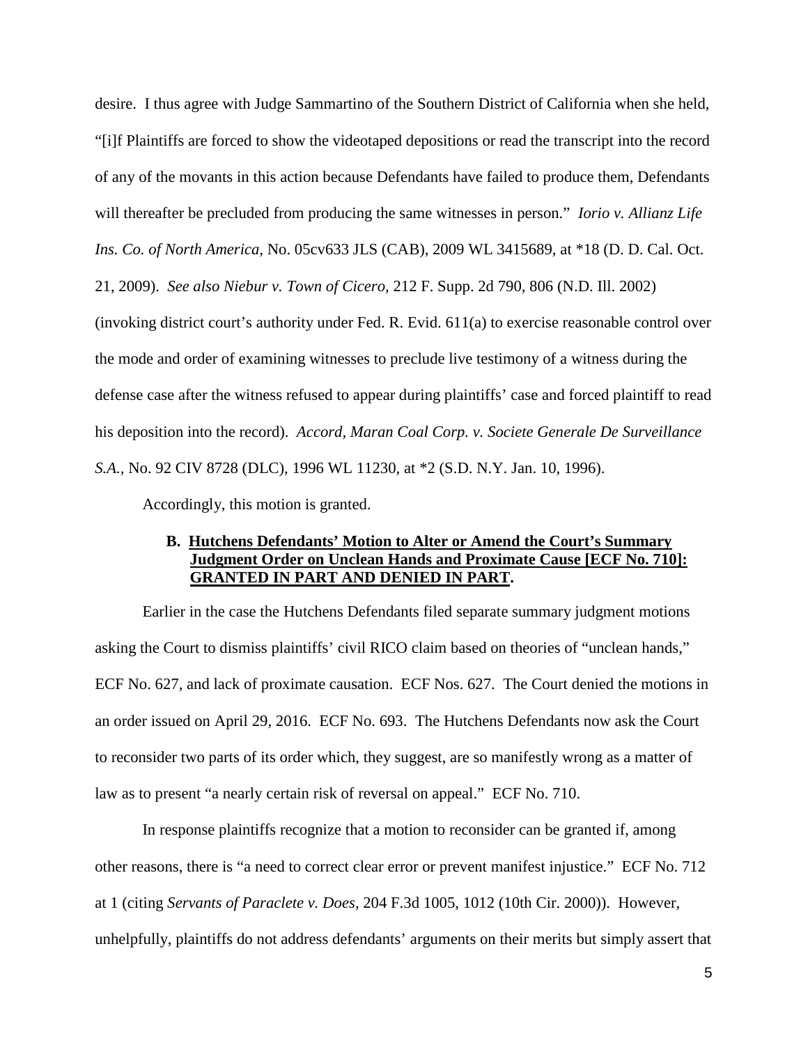desire. I thus agree with Judge Sammartino of the Southern District of California when she held, "[i]f Plaintiffs are forced to show the videotaped depositions or read the transcript into the record of any of the movants in this action because Defendants have failed to produce them, Defendants will thereafter be precluded from producing the same witnesses in person." *Iorio v. Allianz Life Ins. Co. of North America*, No. 05cv633 JLS (CAB), 2009 WL 3415689, at *18 (D. D. Cal. Oct. 21, 2009). *See also Niebur v. Town of Cicero,* 212 F. Supp. 2d 790, 806 (N.D. Ill. 2002) (invoking district court's authority under Fed. R. Evid. 611(a) to exercise reasonable control over the mode and order of examining witnesses to preclude live testimony of a witness during the defense case after the witness refused to appear during plaintiffs' case and forced plaintiff to read his deposition into the record). *Accord, Maran Coal Corp. v. Societe Generale De Surveillance S.A.*, No. 92 CIV 8728 (DLC), 1996 WL 11230, at *2 (S.D. N.Y. Jan. 10, 1996).

Accordingly, this motion is granted.

### B. Hutchens Defendants' Motion to Alter or Amend the Court's Summary Judgment Order on Unclean Hands and Proximate Cause [ECF No. 710]: GRANTED IN PART AND DENIED IN PART.

Earlier in the case the Hutchens Defendants filed separate summary judgment motions asking the Court to dismiss plaintiffs' civil RICO claim based on theories of "unclean hands," ECF No. 627, and lack of proximate causation. ECF Nos. 627. The Court denied the motions in an order issued on April 29, 2016. ECF No. 693. The Hutchens Defendants now ask the Court to reconsider two parts of its order which, they suggest, are so manifestly wrong as a matter of law as to present "a nearly certain risk of reversal on appeal." ECF No. 710.

In response plaintiffs recognize that a motion to reconsider can be granted if, among other reasons, there is "a need to correct clear error or prevent manifest injustice." ECF No. 712 at 1 (citing *Servants of Paraclete v. Does,* 204 F.3d 1005, 1012 (10th Cir. 2000)). However, unhelpfully, plaintiffs do not address defendants' arguments on their merits but simply assert that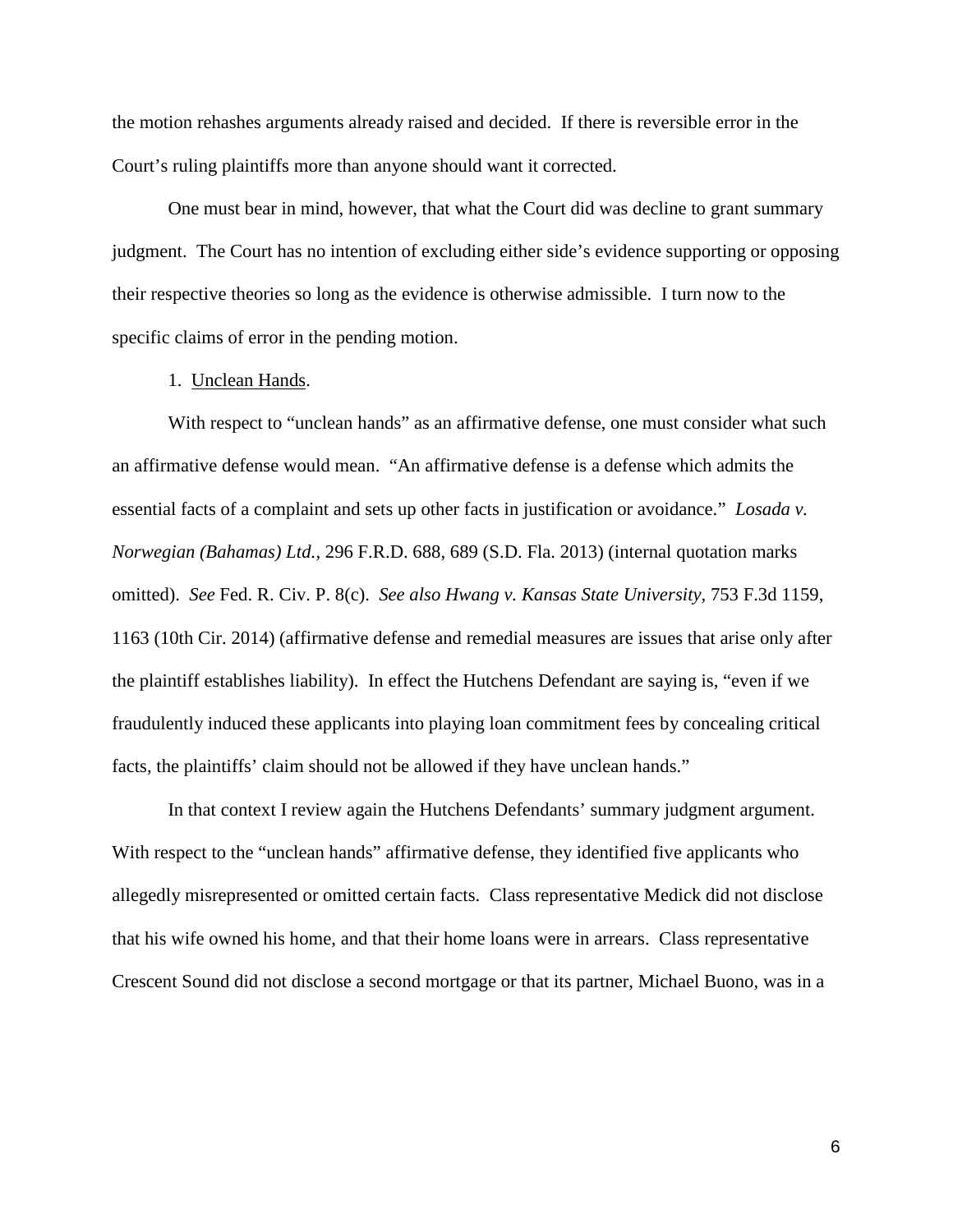the motion rehashes arguments already raised and decided. If there is reversible error in the Court's ruling plaintiffs more than anyone should want it corrected.

One must bear in mind, however, that what the Court did was decline to grant summary judgment. The Court has no intention of excluding either side's evidence supporting or opposing their respective theories so long as the evidence is otherwise admissible. I turn now to the specific claims of error in the pending motion.

1. <u>Unclean Hands</u>.

With respect to "unclean hands" as an affirmative defense, one must consider what such an affirmative defense would mean. "An affirmative defense is a defense which admits the essential facts of a complaint and sets up other facts in justification or avoidance." *Losada v. Norwegian (Bahamas) Ltd.*, 296 F.R.D. 688, 689 (S.D. Fla. 2013) (internal quotation marks omitted). *See* Fed. R. Civ. P. 8(c). *See also Hwang v. Kansas State University*, 753 F.3d 1159, 1163 (10th Cir. 2014) (affirmative defense and remedial measures are issues that arise only after the plaintiff establishes liability). In effect the Hutchens Defendant are saying is, "even if we fraudulently induced these applicants into playing loan commitment fees by concealing critical facts, the plaintiffs' claim should not be allowed if they have unclean hands."

In that context I review again the Hutchens Defendants' summary judgment argument. With respect to the "unclean hands" affirmative defense, they identified five applicants who allegedly misrepresented or omitted certain facts. Class representative Medick did not disclose that his wife owned his home, and that their home loans were in arrears. Class representative Crescent Sound did not disclose a second mortgage or that its partner, Michael Buono, was in a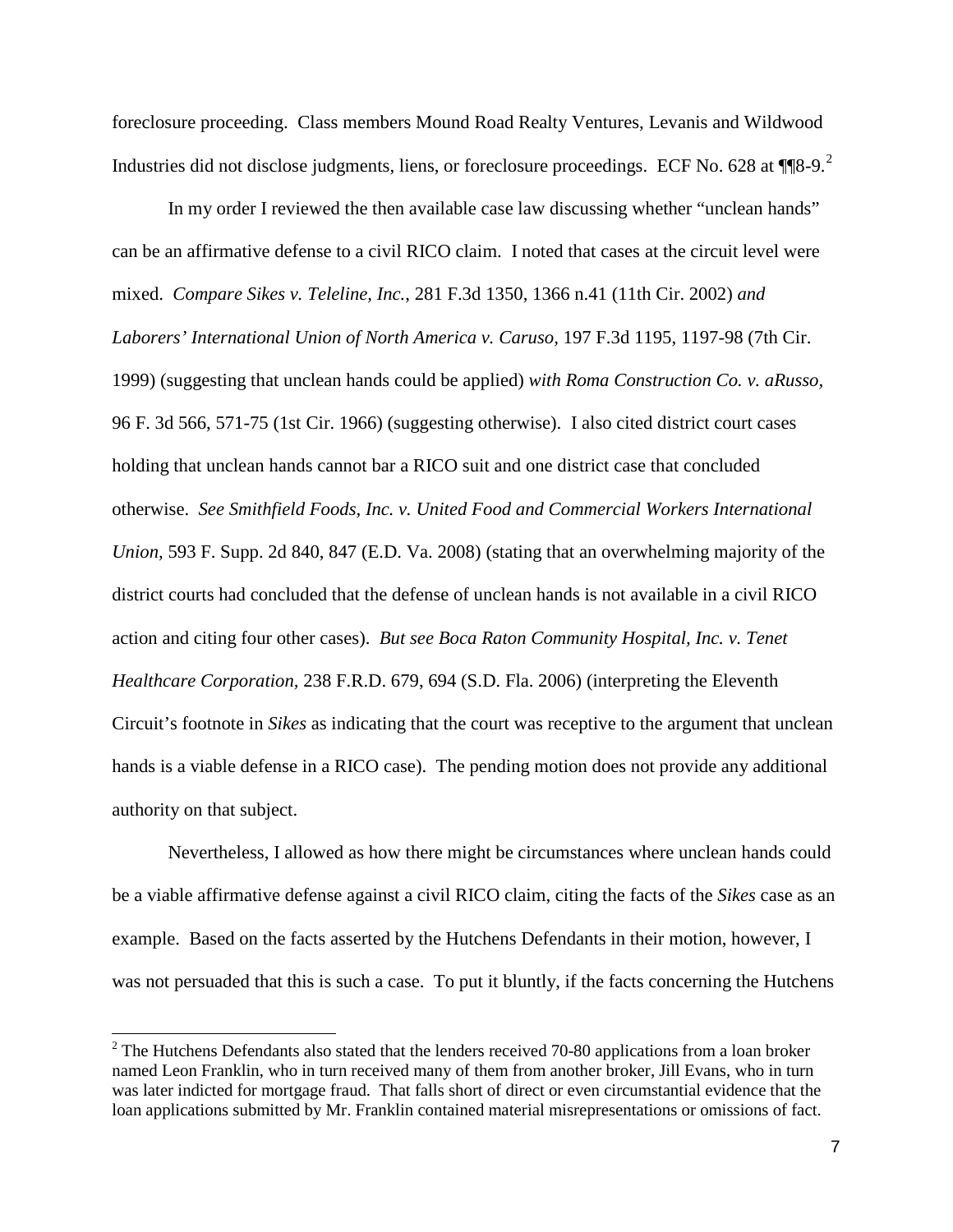foreclosure proceeding. Class members Mound Road Realty Ventures, Levanis and Wildwood Industries did not disclose judgments, liens, or foreclosure proceedings. ECF No. 628 at ¶¶8-9.[2]

In my order I reviewed the then available case law discussing whether "unclean hands" can be an affirmative defense to a civil RICO claim. I noted that cases at the circuit level were mixed. *Compare Sikes v. Teleline, Inc.*, 281 F.3d 1350, 1366 n.41 (11th Cir. 2002) *and Laborers' International Union of North America v. Caruso*, 197 F.3d 1195, 1197-98 (7th Cir. 1999) (suggesting that unclean hands could be applied) *with Roma Construction Co. v. aRusso*, 96 F. 3d 566, 571-75 (1st Cir. 1966) (suggesting otherwise). I also cited district court cases holding that unclean hands cannot bar a RICO suit and one district case that concluded otherwise. *See Smithfield Foods, Inc. v. United Food and Commercial Workers International Union*, 593 F. Supp. 2d 840, 847 (E.D. Va. 2008) (stating that an overwhelming majority of the district courts had concluded that the defense of unclean hands is not available in a civil RICO action and citing four other cases). *But see Boca Raton Community Hospital, Inc. v. Tenet Healthcare Corporation*, 238 F.R.D. 679, 694 (S.D. Fla. 2006) (interpreting the Eleventh Circuit's footnote in *Sikes* as indicating that the court was receptive to the argument that unclean hands is a viable defense in a RICO case). The pending motion does not provide any additional authority on that subject.

Nevertheless, I allowed as how there might be circumstances where unclean hands could be a viable affirmative defense against a civil RICO claim, citing the facts of the *Sikes* case as an example. Based on the facts asserted by the Hutchens Defendants in their motion, however, I was not persuaded that this is such a case. To put it bluntly, if the facts concerning the Hutchens

[2] The Hutchens Defendants also stated that the lenders received 70-80 applications from a loan broker named Leon Franklin, who in turn received many of them from another broker, Jill Evans, who in turn was later indicted for mortgage fraud. That falls short of direct or even circumstantial evidence that the loan applications submitted by Mr. Franklin contained material misrepresentations or omissions of fact.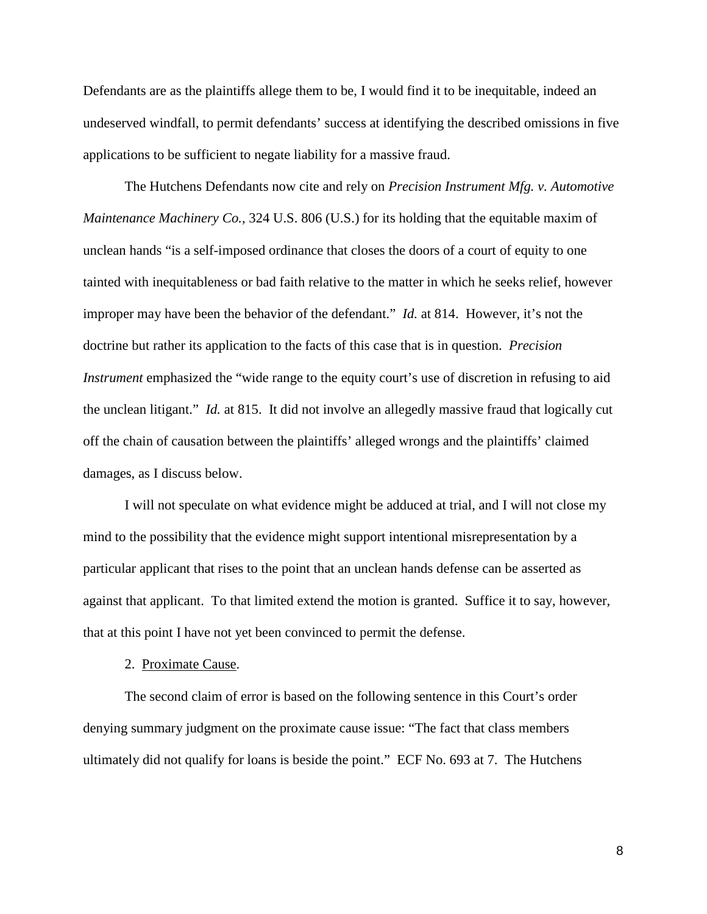Defendants are as the plaintiffs allege them to be, I would find it to be inequitable, indeed an undeserved windfall, to permit defendants' success at identifying the described omissions in five applications to be sufficient to negate liability for a massive fraud.

The Hutchens Defendants now cite and rely on *Precision Instrument Mfg. v. Automotive Maintenance Machinery Co.,* 324 U.S. 806 (U.S.) for its holding that the equitable maxim of unclean hands "is a self-imposed ordinance that closes the doors of a court of equity to one tainted with inequitableness or bad faith relative to the matter in which he seeks relief, however improper may have been the behavior of the defendant." *Id.* at 814. However, it's not the doctrine but rather its application to the facts of this case that is in question. *Precision Instrument* emphasized the "wide range to the equity court's use of discretion in refusing to aid the unclean litigant." *Id.* at 815. It did not involve an allegedly massive fraud that logically cut off the chain of causation between the plaintiffs' alleged wrongs and the plaintiffs' claimed damages, as I discuss below.

I will not speculate on what evidence might be adduced at trial, and I will not close my mind to the possibility that the evidence might support intentional misrepresentation by a particular applicant that rises to the point that an unclean hands defense can be asserted as against that applicant. To that limited extend the motion is granted. Suffice it to say, however, that at this point I have not yet been convinced to permit the defense.

2. Proximate Cause.

The second claim of error is based on the following sentence in this Court's order denying summary judgment on the proximate cause issue: "The fact that class members ultimately did not qualify for loans is beside the point." ECF No. 693 at 7. The Hutchens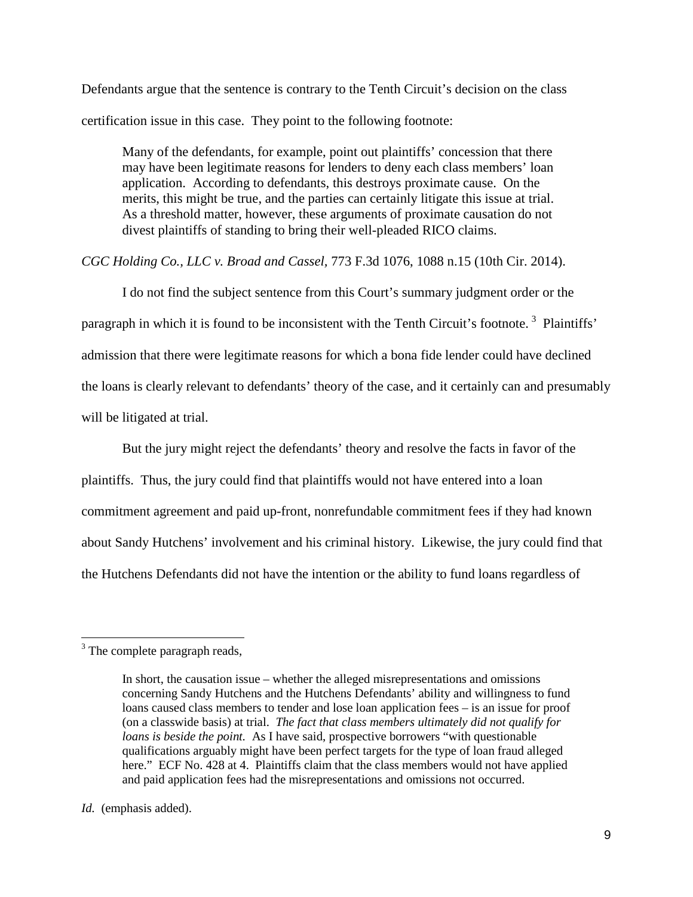Defendants argue that the sentence is contrary to the Tenth Circuit's decision on the class certification issue in this case. They point to the following footnote:

> Many of the defendants, for example, point out plaintiffs' concession that there may have been legitimate reasons for lenders to deny each class members' loan application. According to defendants, this destroys proximate cause. On the merits, this might be true, and the parties can certainly litigate this issue at trial. As a threshold matter, however, these arguments of proximate causation do not divest plaintiffs of standing to bring their well-pleaded RICO claims.

*CGC Holding Co., LLC v. Broad and Cassel*, 773 F.3d 1076, 1088 n.15 (10th Cir. 2014).

I do not find the subject sentence from this Court's summary judgment order or the paragraph in which it is found to be inconsistent with the Tenth Circuit's footnote.[3] Plaintiffs' admission that there were legitimate reasons for which a bona fide lender could have declined the loans is clearly relevant to defendants' theory of the case, and it certainly can and presumably will be litigated at trial.

But the jury might reject the defendants' theory and resolve the facts in favor of the plaintiffs. Thus, the jury could find that plaintiffs would not have entered into a loan commitment agreement and paid up-front, nonrefundable commitment fees if they had known about Sandy Hutchens' involvement and his criminal history. Likewise, the jury could find that the Hutchens Defendants did not have the intention or the ability to fund loans regardless of

---

[3] The complete paragraph reads,

> In short, the causation issue – whether the alleged misrepresentations and omissions concerning Sandy Hutchens and the Hutchens Defendants' ability and willingness to fund loans caused class members to tender and lose loan application fees – is an issue for proof (on a classwide basis) at trial. *The fact that class members ultimately did not qualify for loans is beside the point.* As I have said, prospective borrowers "with questionable qualifications arguably might have been perfect targets for the type of loan fraud alleged here." ECF No. 428 at 4. Plaintiffs claim that the class members would not have applied and paid application fees had the misrepresentations and omissions not occurred.

*Id.* (emphasis added).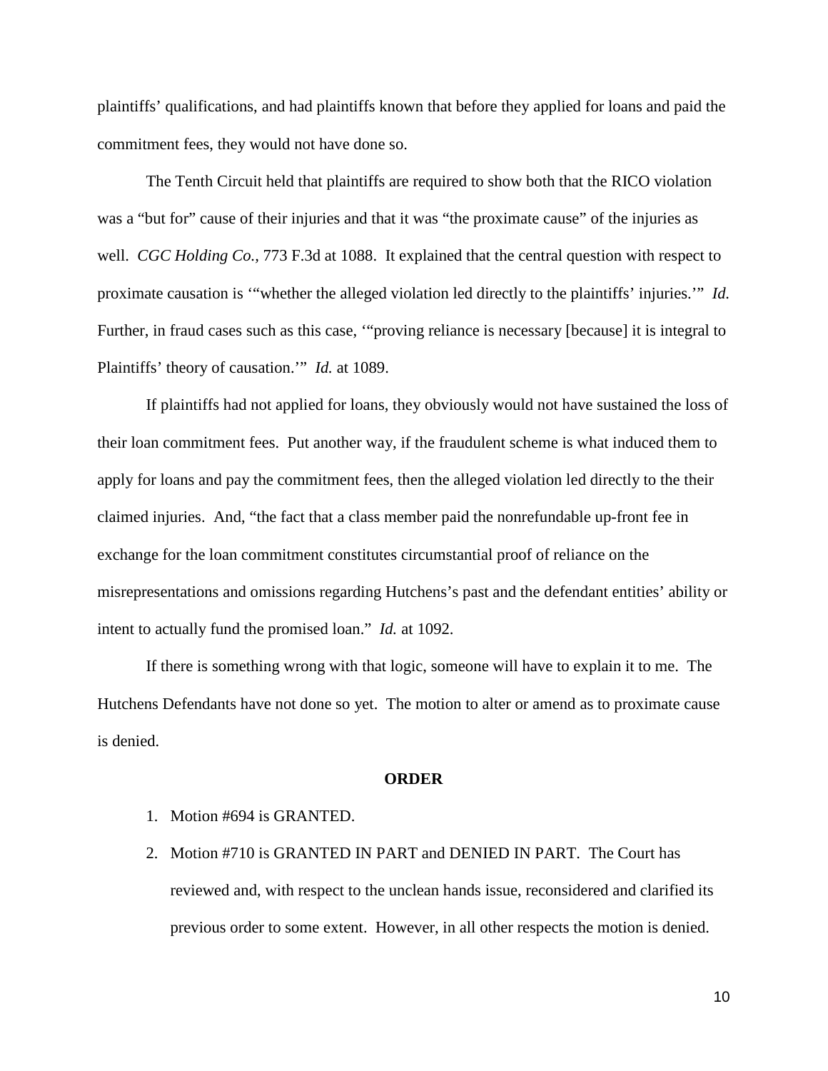plaintiffs' qualifications, and had plaintiffs known that before they applied for loans and paid the commitment fees, they would not have done so.

The Tenth Circuit held that plaintiffs are required to show both that the RICO violation was a "but for" cause of their injuries and that it was "the proximate cause" of the injuries as well. *CGC Holding Co.*, 773 F.3d at 1088. It explained that the central question with respect to proximate causation is '"whether the alleged violation led directly to the plaintiffs' injuries.'" *Id.* Further, in fraud cases such as this case, '"proving reliance is necessary [because] it is integral to Plaintiffs' theory of causation.'" *Id.* at 1089.

If plaintiffs had not applied for loans, they obviously would not have sustained the loss of their loan commitment fees. Put another way, if the fraudulent scheme is what induced them to apply for loans and pay the commitment fees, then the alleged violation led directly to the their claimed injuries. And, "the fact that a class member paid the nonrefundable up-front fee in exchange for the loan commitment constitutes circumstantial proof of reliance on the misrepresentations and omissions regarding Hutchens's past and the defendant entities' ability or intent to actually fund the promised loan." *Id.* at 1092.

If there is something wrong with that logic, someone will have to explain it to me. The Hutchens Defendants have not done so yet. The motion to alter or amend as to proximate cause is denied.

**ORDER**

1. Motion #694 is GRANTED.
2. Motion #710 is GRANTED IN PART and DENIED IN PART. The Court has reviewed and, with respect to the unclean hands issue, reconsidered and clarified its previous order to some extent. However, in all other respects the motion is denied.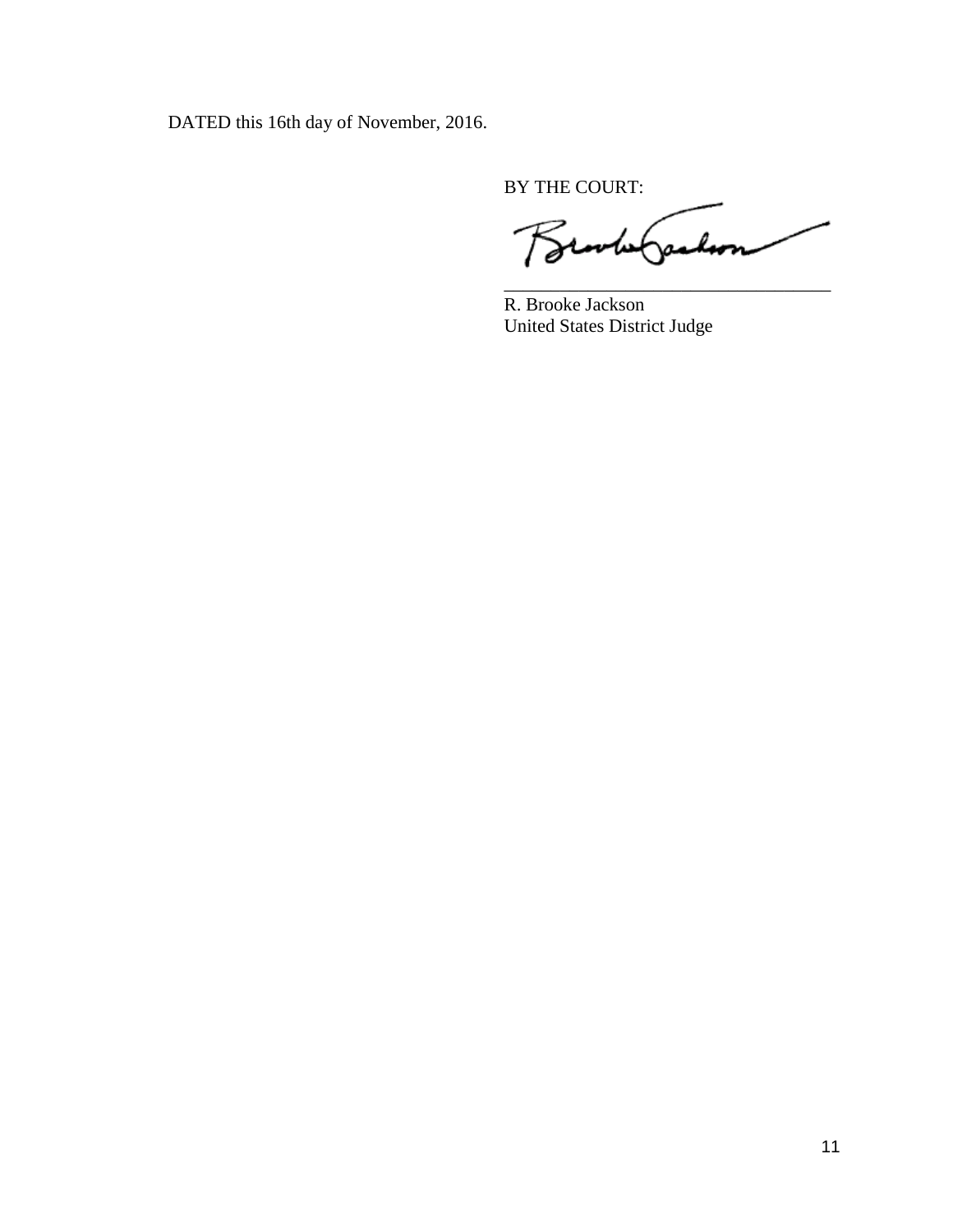DATED this 16th day of November, 2016.

BY THE COURT:

\_\_\_\_\_\_\_\_\_\_\_\_\_\_\_\_\_\_\_\_\_\_\_\_\_\_\_\_\_\_\_\_\_\_\_\_

R. Brooke Jackson
United States District Judge